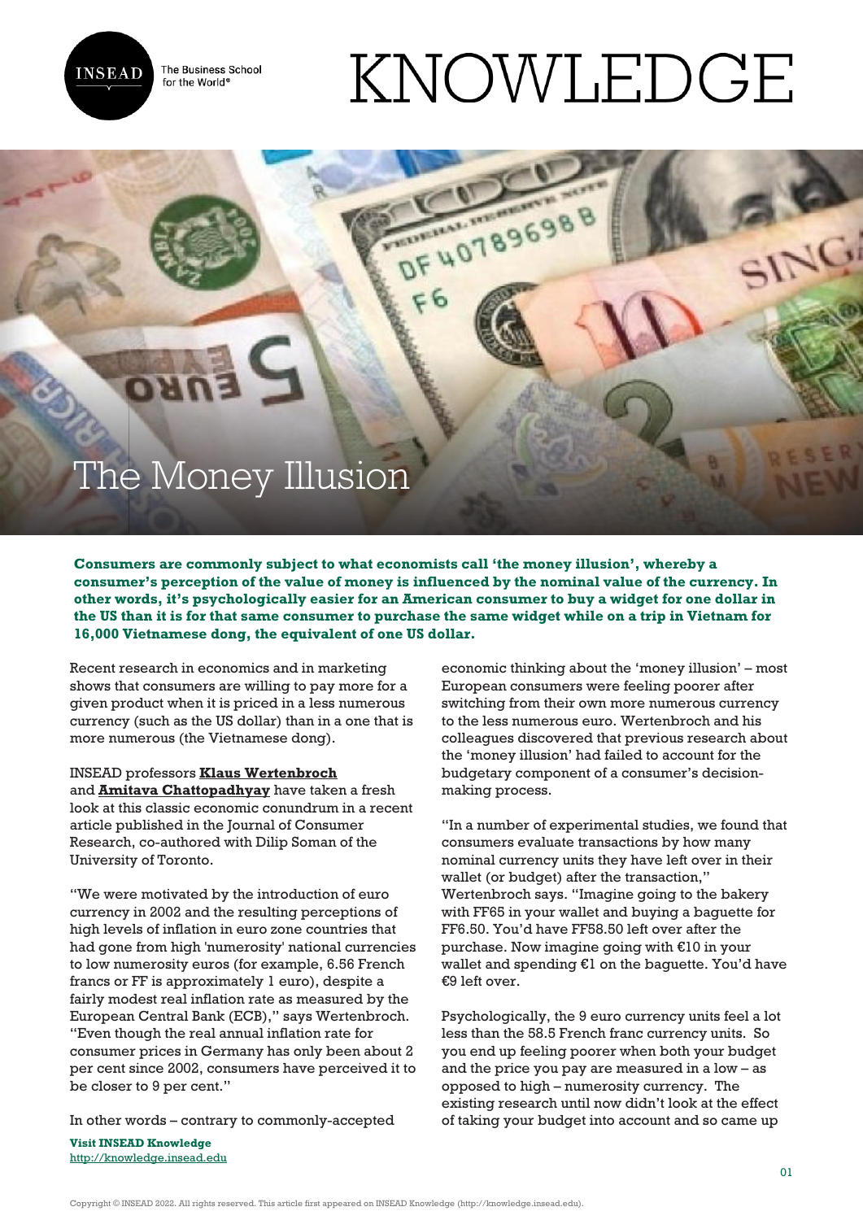# The Money Illusion

**Consumers are commonly subject to what economists call 'the money illusion', whereby a consumer's perception of the value of money is influenced by the nominal value of the currency. In other words, it's psychologically easier for an American consumer to buy a widget for one dollar in the US than it is for that same consumer to purchase the same widget while on a trip in Vietnam for 16,000 Vietnamese dong, the equivalent of one US dollar.**

Recent research in economics and in marketing shows that consumers are willing to pay more for a given product when it is priced in a less numerous currency (such as the US dollar) than in a one that is more numerous (the Vietnamese dong).

INSEAD professors **Klaus Wertenbroch** and **Amitava Chattopadhyay** have taken a fresh look at this classic economic conundrum in a recent article published in the Journal of Consumer Research, co-authored with Dilip Soman of the University of Toronto.

"We were motivated by the introduction of euro currency in 2002 and the resulting perceptions of high levels of inflation in euro zone countries that had gone from high 'numerosity' national currencies to low numerosity euros (for example, 6.56 French francs or FF is approximately 1 euro), despite a fairly modest real inflation rate as measured by the European Central Bank (ECB)," says Wertenbroch. "Even though the real annual inflation rate for consumer prices in Germany has only been about 2 per cent since 2002, consumers have perceived it to be closer to 9 per cent."

In other words – contrary to commonly-accepted economic thinking about the 'money illusion' – most European consumers were feeling poorer after switching from their own more numerous currency to the less numerous euro. Wertenbroch and his colleagues discovered that previous research about the 'money illusion' had failed to account for the budgetary component of a consumer's decision-making process.

"In a number of experimental studies, we found that consumers evaluate transactions by how many nominal currency units they have left over in their wallet (or budget) after the transaction," Wertenbroch says. "Imagine going to the bakery with FF65 in your wallet and buying a baguette for FF6.50. You'd have FF58.50 left over after the purchase. Now imagine going with €10 in your wallet and spending €1 on the baguette. You'd have €9 left over.

Psychologically, the 9 euro currency units feel a lot less than the 58.5 French franc currency units. So you end up feeling poorer when both your budget and the price you pay are measured in a low – as opposed to high – numerosity currency. The existing research until now didn't look at the effect of taking your budget into account and so came up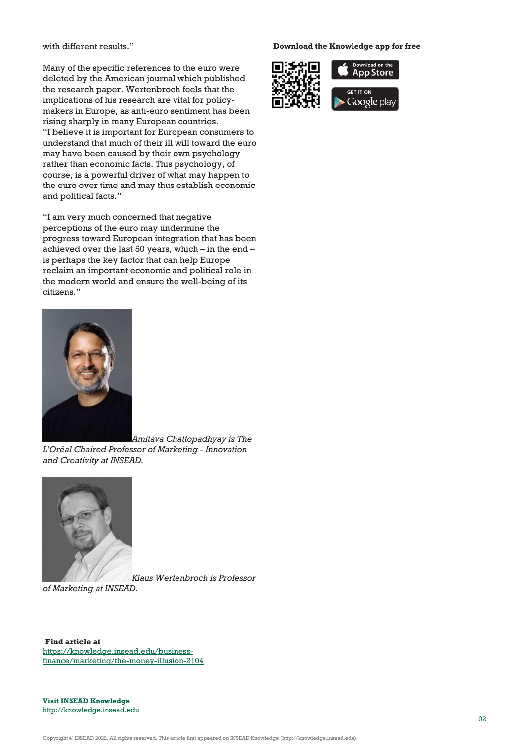with different results."

Many of the specific references to the euro were deleted by the American journal which published the research paper. Wertenbroch feels that the implications of his research are vital for policy-makers in Europe, as anti-euro sentiment has been rising sharply in many European countries. "I believe it is important for European consumers to understand that much of their ill will toward the euro may have been caused by their own psychology rather than economic facts. This psychology, of course, is a powerful driver of what may happen to the euro over time and may thus establish economic and political facts."

"I am very much concerned that negative perceptions of the euro may undermine the progress toward European integration that has been achieved over the last 50 years, which – in the end – is perhaps the key factor that can help Europe reclaim an important economic and political role in the modern world and ensure the well-being of its citizens."

*Amitava Chattopadhyay is The L'Oréal Chaired Professor of Marketing - Innovation and Creativity at INSEAD.*

*Klaus Wertenbroch is Professor of Marketing at INSEAD.*

**Find article at**
https://knowledge.insead.edu/business-finance/marketing/the-money-illusion-2104

**Download the Knowledge app for free**

**Visit INSEAD Knowledge**
http://knowledge.insead.edu

Copyright © INSEAD 2022. All rights reserved. This article first appeared on INSEAD Knowledge (http://knowledge.insead.edu).